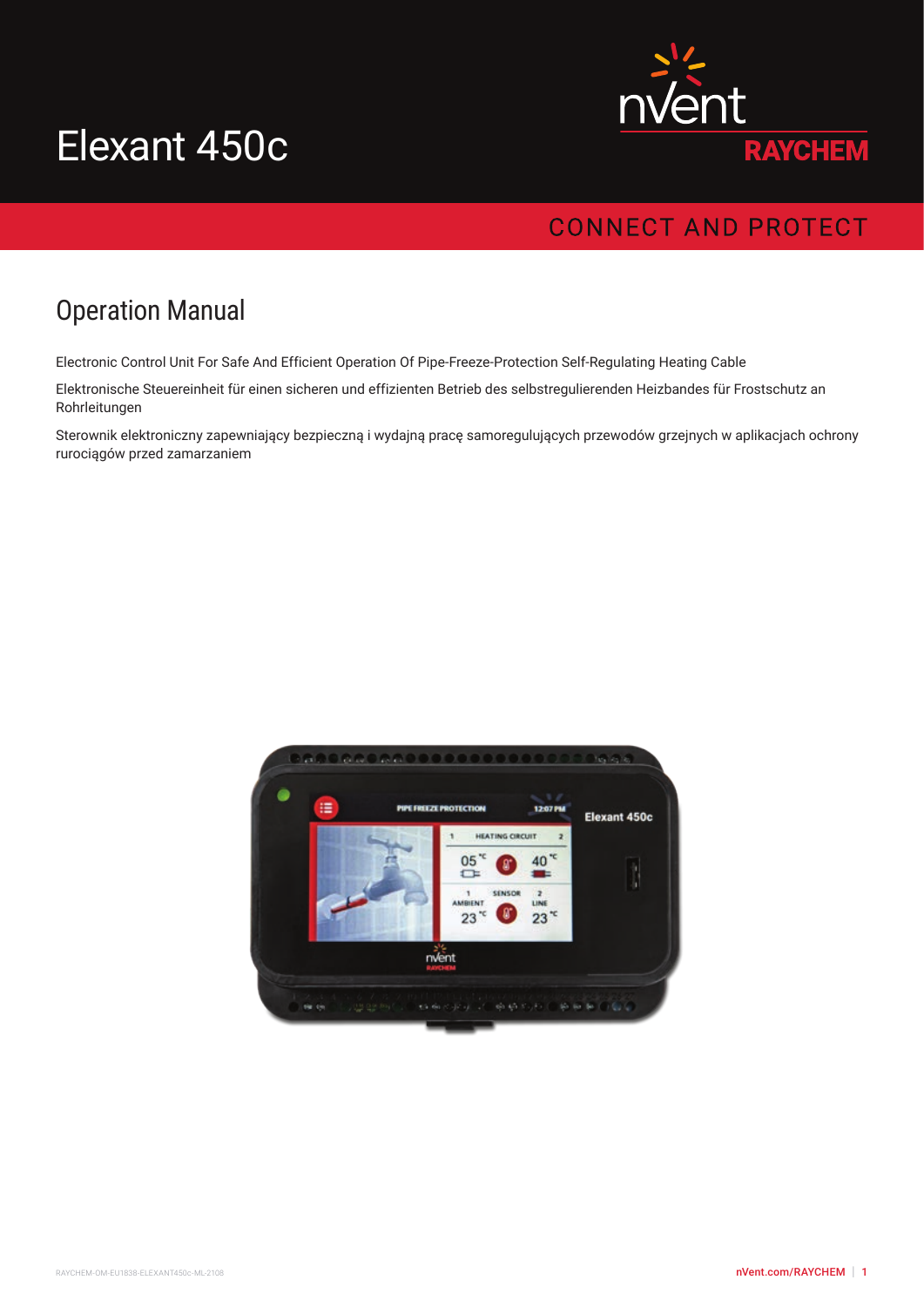# Elexant 450c

nVent RAYCHEM

CONNECT AND PROTECT

## Operation Manual

Electronic Control Unit For Safe And Efficient Operation Of Pipe-Freeze-Protection Self-Regulating Heating Cable

Elektronische Steuereinheit für einen sicheren und effizienten Betrieb des selbstregulierenden Heizbandes für Frostschutz an Rohrleitungen

Sterownik elektroniczny zapewniający bezpieczną i wydajną pracę samoregulujących przewodów grzejnych w aplikacjach ochrony rurociągów przed zamarzaniem

RAYCHEM-OM-EU1838-ELEXANT450c-ML-2108

nVent.com/RAYCHEM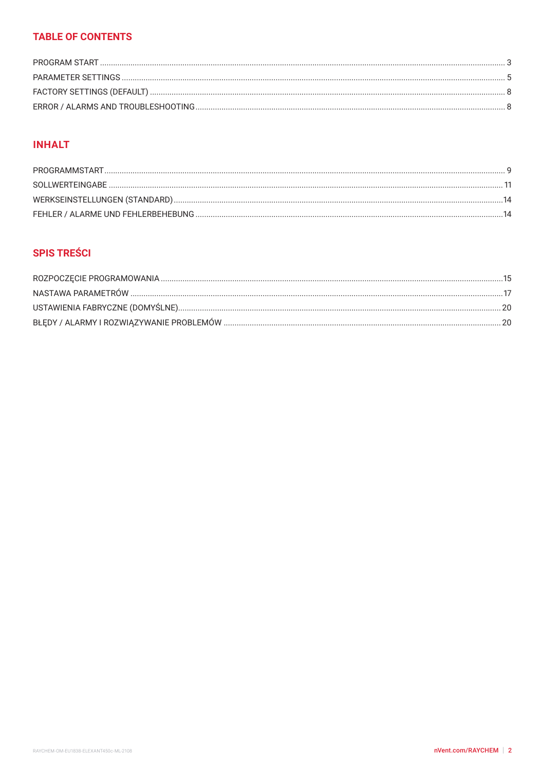## TABLE OF CONTENTS

PROGRAM START ........ 3
PARAMETER SETTINGS ........ 5
FACTORY SETTINGS (DEFAULT) ........ 8
ERROR / ALARMS AND TROUBLESHOOTING ........ 8

## INHALT

PROGRAMMSTART ........ 9
SOLLWERTEINGABE ........ 11
WERKSEINSTELLUNGEN (STANDARD) ........ 14
FEHLER / ALARME UND FEHLERBEHEBUNG ........ 14

## SPIS TREŚCI

ROZPOCZĘCIE PROGRAMOWANIA ........ 15
NASTAWA PARAMETRÓW ........ 17
USTAWIENIA FABRYCZNE (DOMYŚLNE) ........ 20
BŁĘDY / ALARMY I ROZWIĄZYWANIE PROBLEMÓW ........ 20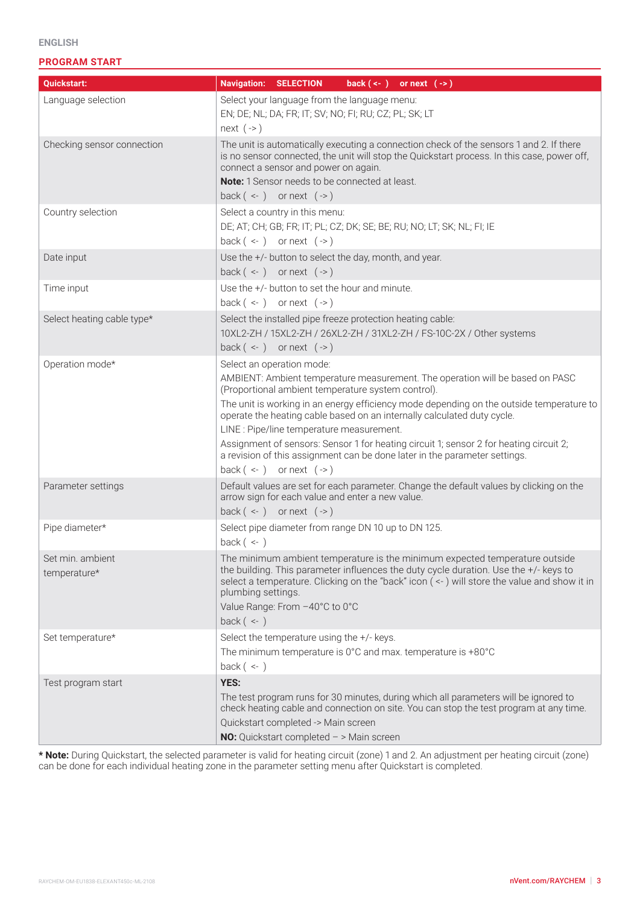ENGLISH

## PROGRAM START

| Quickstart: | Navigation: SELECTION back ( <- ) or next ( -> ) |
|---|---|
| Language selection | Select your language from the language menu:<br>EN; DE; NL; DA; FR; IT; SV; NO; FI; RU; CZ; PL; SK; LT<br>next ( -> ) |
| Checking sensor connection | The unit is automatically executing a connection check of the sensors 1 and 2. If there is no sensor connected, the unit will stop the Quickstart process. In this case, power off, connect a sensor and power on again.<br>**Note:** 1 Sensor needs to be connected at least.<br>back ( <- ) or next ( -> ) |
| Country selection | Select a country in this menu:<br>DE; AT; CH; GB; FR; IT; PL; CZ; DK; SE; BE; RU; NO; LT; SK; NL; FI; IE<br>back ( <- ) or next ( -> ) |
| Date input | Use the +/- button to select the day, month, and year.<br>back ( <- ) or next ( -> ) |
| Time input | Use the +/- button to set the hour and minute.<br>back ( <- ) or next ( -> ) |
| Select heating cable type* | Select the installed pipe freeze protection heating cable:<br>10XL2-ZH / 15XL2-ZH / 26XL2-ZH / 31XL2-ZH / FS-10C-2X / Other systems<br>back ( <- ) or next ( -> ) |
| Operation mode* | Select an operation mode:<br>AMBIENT: Ambient temperature measurement. The operation will be based on PASC (Proportional ambient temperature system control).<br>The unit is working in an energy efficiency mode depending on the outside temperature to operate the heating cable based on an internally calculated duty cycle.<br>LINE : Pipe/line temperature measurement.<br>Assignment of sensors: Sensor 1 for heating circuit 1; sensor 2 for heating circuit 2; a revision of this assignment can be done later in the parameter settings.<br>back ( <- ) or next ( -> ) |
| Parameter settings | Default values are set for each parameter. Change the default values by clicking on the arrow sign for each value and enter a new value.<br>back ( <- ) or next ( -> ) |
| Pipe diameter* | Select pipe diameter from range DN 10 up to DN 125.<br>back ( <- ) |
| Set min. ambient temperature* | The minimum ambient temperature is the minimum expected temperature outside the building. This parameter influences the duty cycle duration. Use the +/- keys to select a temperature. Clicking on the "back" icon ( <- ) will store the value and show it in plumbing settings.<br>Value Range: From –40°C to 0°C<br>back ( <- ) |
| Set temperature* | Select the temperature using the +/- keys.<br>The minimum temperature is 0°C and max. temperature is +80°C<br>back ( <- ) |
| Test program start | **YES:**<br>The test program runs for 30 minutes, during which all parameters will be ignored to check heating cable and connection on site. You can stop the test program at any time.<br>Quickstart completed -> Main screen<br>**NO:** Quickstart completed – > Main screen |

**\* Note:** During Quickstart, the selected parameter is valid for heating circuit (zone) 1 and 2. An adjustment per heating circuit (zone) can be done for each individual heating zone in the parameter setting menu after Quickstart is completed.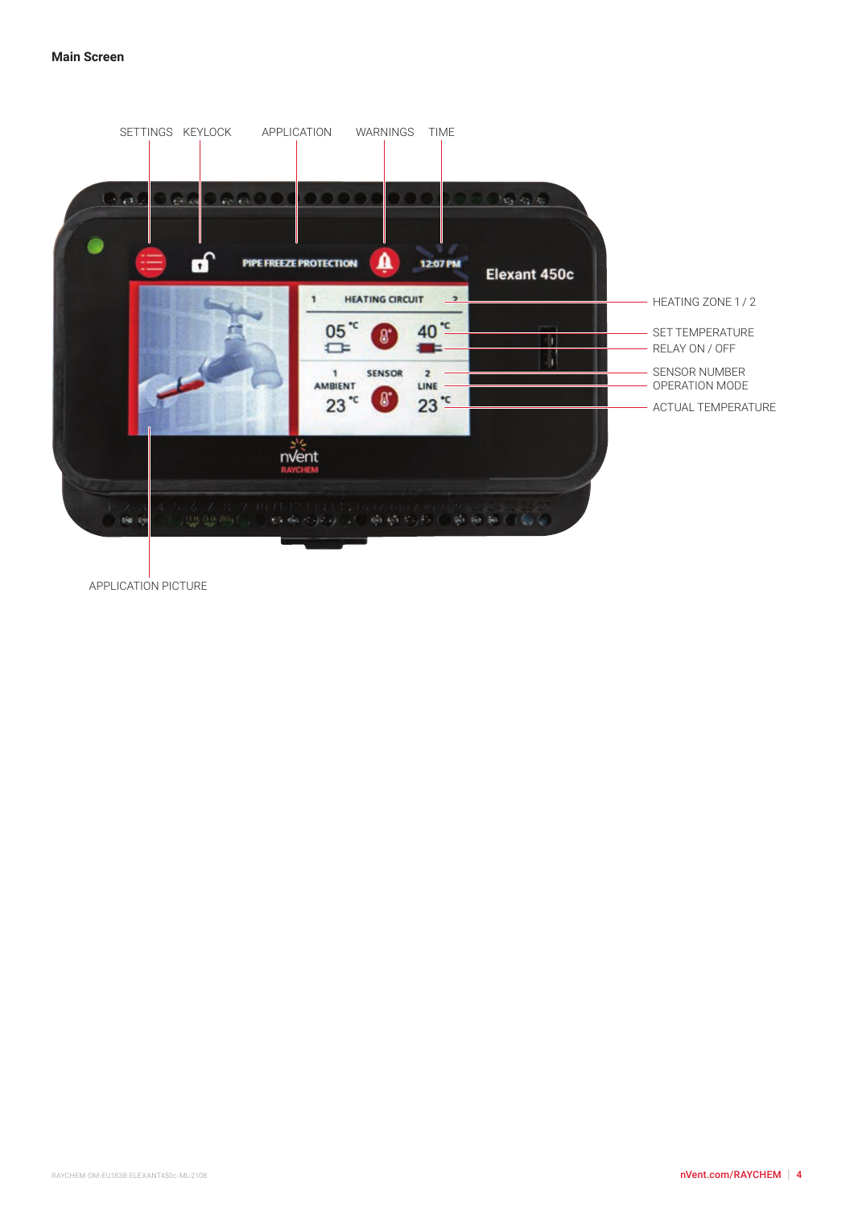**Main Screen**

SETTINGS

KEYLOCK

APPLICATION

WARNINGS

TIME

PIPE FREEZE PROTECTION

12:07 PM

Elexant 450c

1 HEATING CIRCUIT 2

05 °C

40 °C

1 SENSOR 2

AMBIENT

LINE

23 °C

23 °C

nVent RAYCHEM

HEATING ZONE 1 / 2

SET TEMPERATURE

RELAY ON / OFF

SENSOR NUMBER

OPERATION MODE

ACTUAL TEMPERATURE

APPLICATION PICTURE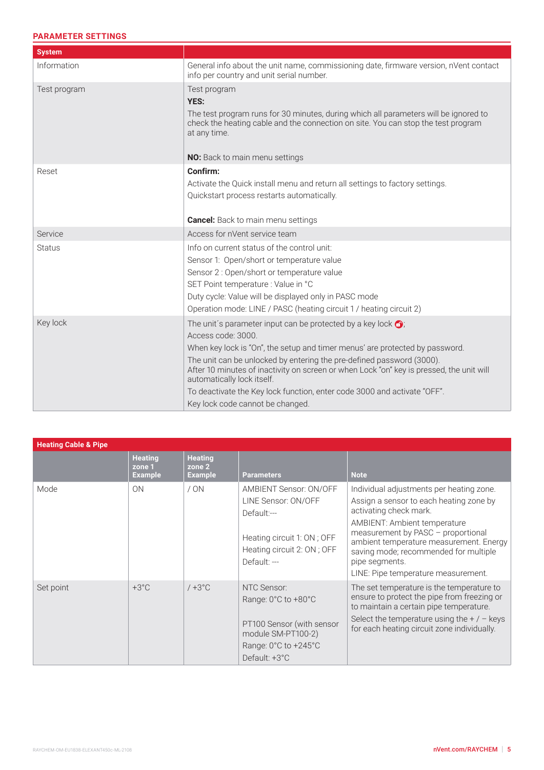## PARAMETER SETTINGS

| System | |
|---|---|
| Information | General info about the unit name, commissioning date, firmware version, nVent contact info per country and unit serial number. |
| Test program | Test program<br>**YES:**<br>The test program runs for 30 minutes, during which all parameters will be ignored to check the heating cable and the connection on site. You can stop the test program at any time.<br><br>**NO:** Back to main menu settings |
| Reset | **Confirm:**<br>Activate the Quick install menu and return all settings to factory settings.<br>Quickstart process restarts automatically.<br><br>**Cancel:** Back to main menu settings |
| Service | Access for nVent service team |
| Status | Info on current status of the control unit:<br>Sensor 1: Open/short or temperature value<br>Sensor 2 : Open/short or temperature value<br>SET Point temperature : Value in °C<br>Duty cycle: Value will be displayed only in PASC mode<br>Operation mode: LINE / PASC (heating circuit 1 / heating circuit 2) |
| Key lock | The unit´s parameter input can be protected by a key lock ;<br>Access code: 3000.<br>When key lock is "On", the setup and timer menus' are protected by password.<br>The unit can be unlocked by entering the pre-defined password (3000).<br>After 10 minutes of inactivity on screen or when Lock "on" key is pressed, the unit will automatically lock itself.<br>To deactivate the Key lock function, enter code 3000 and activate "OFF".<br>Key lock code cannot be changed. |

| Heating Cable & Pipe | Heating zone 1 Example | Heating zone 2 Example | Parameters | Note |
|---|---|---|---|---|
| Mode | ON | / ON | AMBIENT Sensor: ON/OFF<br>LINE Sensor: ON/OFF<br>Default:---<br><br>Heating circuit 1: ON ; OFF<br>Heating circuit 2: ON ; OFF<br>Default: --- | Individual adjustments per heating zone.<br>Assign a sensor to each heating zone by activating check mark.<br>AMBIENT: Ambient temperature measurement by PASC – proportional ambient temperature measurement. Energy saving mode; recommended for multiple pipe segments.<br>LINE: Pipe temperature measurement. |
| Set point | +3°C | / +3°C | NTC Sensor:<br>Range: 0°C to +80°C<br><br>PT100 Sensor (with sensor module SM-PT100-2)<br>Range: 0°C to +245°C<br>Default: +3°C | The set temperature is the temperature to ensure to protect the pipe from freezing or to maintain a certain pipe temperature.<br>Select the temperature using the + / – keys for each heating circuit zone individually. |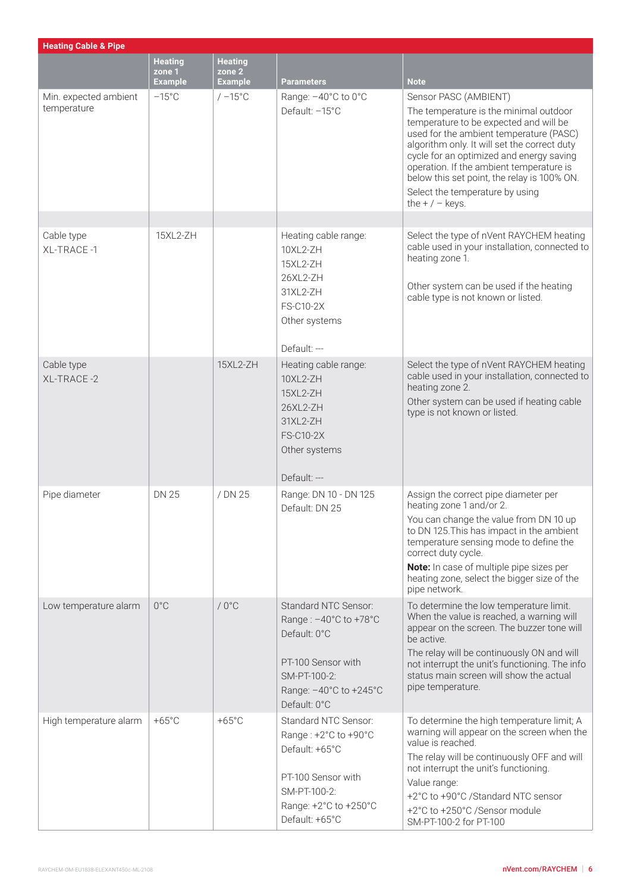| Heating Cable & Pipe | | | | |
|---|---|---|---|---|
| | **Heating zone 1 Example** | **Heating zone 2 Example** | **Parameters** | **Note** |
| Min. expected ambient temperature | −15°C | / −15°C | Range: −40°C to 0°C<br>Default: −15°C | Sensor PASC (AMBIENT)<br>The temperature is the minimal outdoor temperature to be expected and will be used for the ambient temperature (PASC) algorithm only. It will set the correct duty cycle for an optimized and energy saving operation. If the ambient temperature is below this set point, the relay is 100% ON.<br>Select the temperature by using the + / − keys. |
| | | | | |
| Cable type XL-TRACE -1 | 15XL2-ZH | | Heating cable range:<br>10XL2-ZH<br>15XL2-ZH<br>26XL2-ZH<br>31XL2-ZH<br>FS-C10-2X<br>Other systems<br><br>Default: --- | Select the type of nVent RAYCHEM heating cable used in your installation, connected to heating zone 1.<br><br>Other system can be used if the heating cable type is not known or listed. |
| Cable type XL-TRACE -2 | | 15XL2-ZH | Heating cable range:<br>10XL2-ZH<br>15XL2-ZH<br>26XL2-ZH<br>31XL2-ZH<br>FS-C10-2X<br>Other systems<br><br>Default: --- | Select the type of nVent RAYCHEM heating cable used in your installation, connected to heating zone 2.<br>Other system can be used if heating cable type is not known or listed. |
| Pipe diameter | DN 25 | / DN 25 | Range: DN 10 - DN 125<br>Default: DN 25 | Assign the correct pipe diameter per heating zone 1 and/or 2.<br>You can change the value from DN 10 up to DN 125.This has impact in the ambient temperature sensing mode to define the correct duty cycle.<br>**Note:** In case of multiple pipe sizes per heating zone, select the bigger size of the pipe network. |
| Low temperature alarm | 0°C | / 0°C | Standard NTC Sensor:<br>Range : −40°C to +78°C<br>Default: 0°C<br><br>PT-100 Sensor with SM-PT-100-2:<br>Range: −40°C to +245°C<br>Default: 0°C | To determine the low temperature limit. When the value is reached, a warning will appear on the screen. The buzzer tone will be active.<br>The relay will be continuously ON and will not interrupt the unit's functioning. The info status main screen will show the actual pipe temperature. |
| High temperature alarm | +65°C | +65°C | Standard NTC Sensor:<br>Range : +2°C to +90°C<br>Default: +65°C<br><br>PT-100 Sensor with SM-PT-100-2:<br>Range: +2°C to +250°C<br>Default: +65°C | To determine the high temperature limit; A warning will appear on the screen when the value is reached.<br>The relay will be continuously OFF and will not interrupt the unit's functioning.<br>Value range:<br>+2°C to +90°C /Standard NTC sensor<br>+2°C to +250°C /Sensor module SM-PT-100-2 for PT-100 |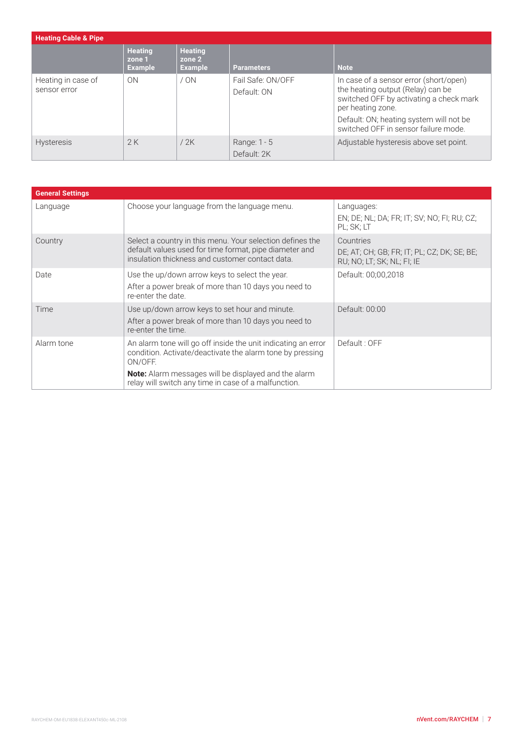| Heating Cable & Pipe | Heating zone 1 Example | Heating zone 2 Example | Parameters | Note |
|---|---|---|---|---|
| Heating in case of sensor error | ON | / ON | Fail Safe: ON/OFF<br>Default: ON | In case of a sensor error (short/open) the heating output (Relay) can be switched OFF by activating a check mark per heating zone.<br>Default: ON; heating system will not be switched OFF in sensor failure mode. |
| Hysteresis | 2 K | / 2K | Range: 1 - 5<br>Default: 2K | Adjustable hysteresis above set point. |

| General Settings | | |
|---|---|---|
| Language | Choose your language from the language menu. | Languages:<br>EN; DE; NL; DA; FR; IT; SV; NO; FI; RU; CZ; PL; SK; LT |
| Country | Select a country in this menu. Your selection defines the default values used for time format, pipe diameter and insulation thickness and customer contact data. | Countries<br>DE; AT; CH; GB; FR; IT; PL; CZ; DK; SE; BE; RU; NO; LT; SK; NL; FI; IE |
| Date | Use the up/down arrow keys to select the year.<br>After a power break of more than 10 days you need to re-enter the date. | Default: 00;00,2018 |
| Time | Use up/down arrow keys to set hour and minute.<br>After a power break of more than 10 days you need to re-enter the time. | Default: 00:00 |
| Alarm tone | An alarm tone will go off inside the unit indicating an error condition. Activate/deactivate the alarm tone by pressing ON/OFF.<br>**Note:** Alarm messages will be displayed and the alarm relay will switch any time in case of a malfunction. | Default : OFF |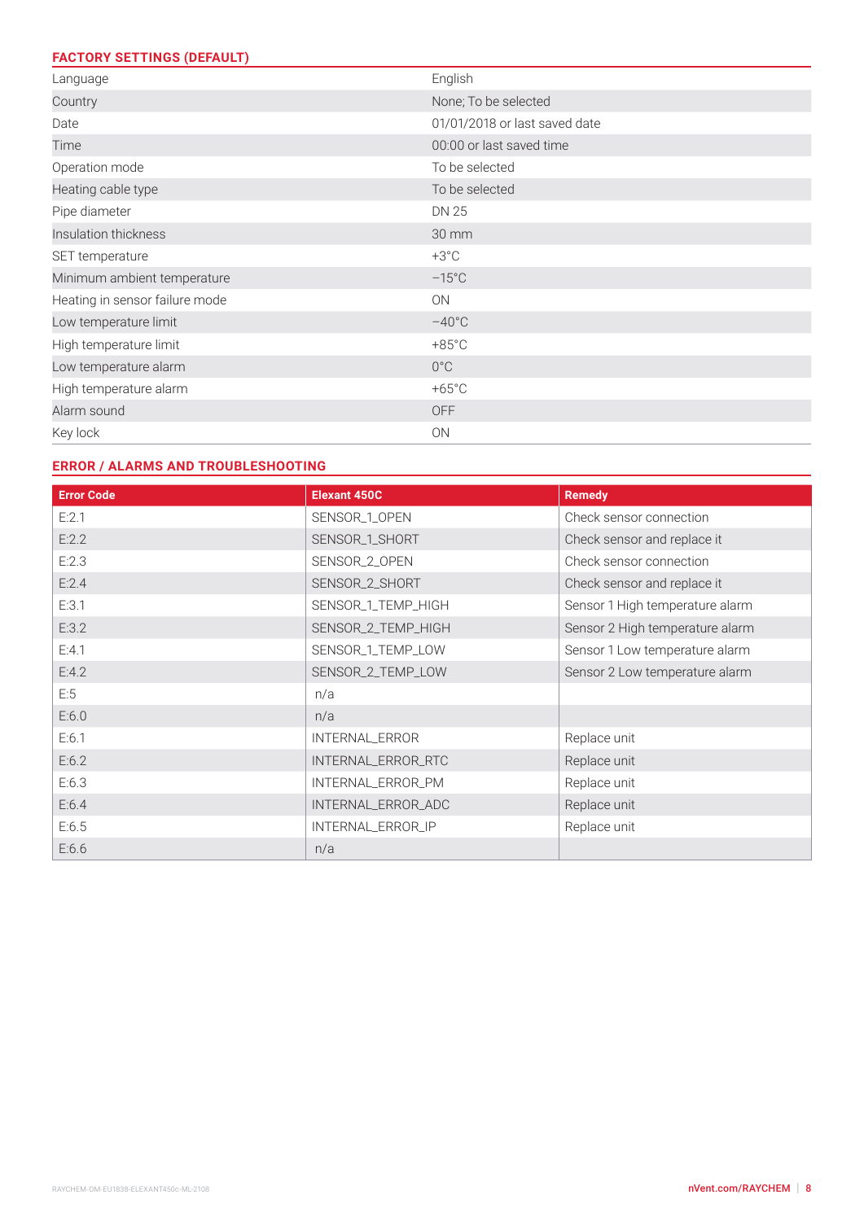## FACTORY SETTINGS (DEFAULT)

| Setting | Default |
|---|---|
| Language | English |
| Country | None; To be selected |
| Date | 01/01/2018 or last saved date |
| Time | 00:00 or last saved time |
| Operation mode | To be selected |
| Heating cable type | To be selected |
| Pipe diameter | DN 25 |
| Insulation thickness | 30 mm |
| SET temperature | +3°C |
| Minimum ambient temperature | −15°C |
| Heating in sensor failure mode | ON |
| Low temperature limit | −40°C |
| High temperature limit | +85°C |
| Low temperature alarm | 0°C |
| High temperature alarm | +65°C |
| Alarm sound | OFF |
| Key lock | ON |

## ERROR / ALARMS AND TROUBLESHOOTING

| Error Code | Elexant 450C | Remedy |
|---|---|---|
| E:2.1 | SENSOR_1_OPEN | Check sensor connection |
| E:2.2 | SENSOR_1_SHORT | Check sensor and replace it |
| E:2.3 | SENSOR_2_OPEN | Check sensor connection |
| E:2.4 | SENSOR_2_SHORT | Check sensor and replace it |
| E:3.1 | SENSOR_1_TEMP_HIGH | Sensor 1 High temperature alarm |
| E:3.2 | SENSOR_2_TEMP_HIGH | Sensor 2 High temperature alarm |
| E:4.1 | SENSOR_1_TEMP_LOW | Sensor 1 Low temperature alarm |
| E:4.2 | SENSOR_2_TEMP_LOW | Sensor 2 Low temperature alarm |
| E:5 | n/a | |
| E:6.0 | n/a | |
| E:6.1 | INTERNAL_ERROR | Replace unit |
| E:6.2 | INTERNAL_ERROR_RTC | Replace unit |
| E:6.3 | INTERNAL_ERROR_PM | Replace unit |
| E:6.4 | INTERNAL_ERROR_ADC | Replace unit |
| E:6.5 | INTERNAL_ERROR_IP | Replace unit |
| E:6.6 | n/a | |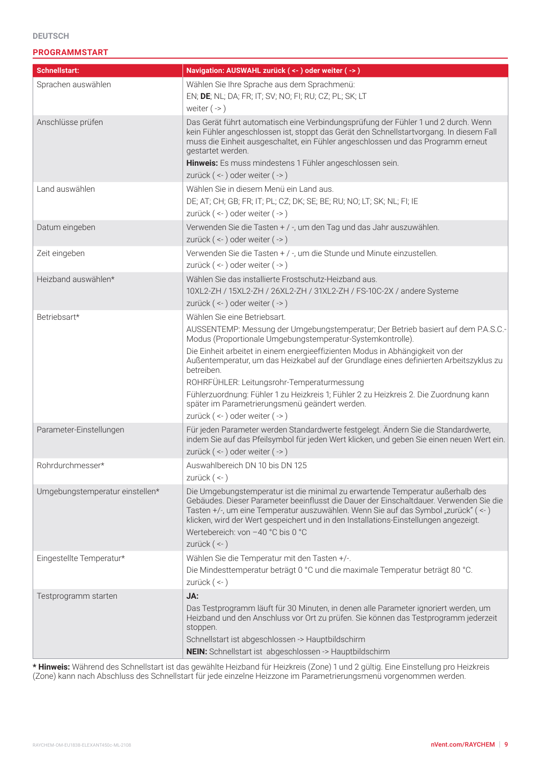DEUTSCH

## PROGRAMMSTART

| Schnellstart: | Navigation: AUSWAHL zurück ( <- ) oder weiter ( -> ) |
|---|---|
| Sprachen auswählen | Wählen Sie Ihre Sprache aus dem Sprachmenü:<br>EN; **DE**; NL; DA; FR; IT; SV; NO; FI; RU; CZ; PL; SK; LT<br>weiter ( -> ) |
| Anschlüsse prüfen | Das Gerät führt automatisch eine Verbindungsprüfung der Fühler 1 und 2 durch. Wenn kein Fühler angeschlossen ist, stoppt das Gerät den Schnellstartvorgang. In diesem Fall muss die Einheit ausgeschaltet, ein Fühler angeschlossen und das Programm erneut gestartet werden.<br>**Hinweis:** Es muss mindestens 1 Fühler angeschlossen sein.<br>zurück ( <- ) oder weiter ( -> ) |
| Land auswählen | Wählen Sie in diesem Menü ein Land aus.<br>DE; AT; CH; GB; FR; IT; PL; CZ; DK; SE; BE; RU; NO; LT; SK; NL; FI; IE<br>zurück ( <- ) oder weiter ( -> ) |
| Datum eingeben | Verwenden Sie die Tasten + / -, um den Tag und das Jahr auszuwählen.<br>zurück ( <- ) oder weiter ( -> ) |
| Zeit eingeben | Verwenden Sie die Tasten + / -, um die Stunde und Minute einzustellen.<br>zurück ( <- ) oder weiter ( -> ) |
| Heizband auswählen* | Wählen Sie das installierte Frostschutz-Heizband aus.<br>10XL2-ZH / 15XL2-ZH / 26XL2-ZH / 31XL2-ZH / FS-10C-2X / andere Systeme<br>zurück ( <- ) oder weiter ( -> ) |
| Betriebsart* | Wählen Sie eine Betriebsart.<br>AUSSENTEMP: Messung der Umgebungstemperatur; Der Betrieb basiert auf dem P.A.S.C.-Modus (Proportionale Umgebungstemperatur-Systemkontrolle).<br>Die Einheit arbeitet in einem energieeffizienten Modus in Abhängigkeit von der Außentemperatur, um das Heizkabel auf der Grundlage eines definierten Arbeitszyklus zu betreiben.<br>ROHRFÜHLER: Leitungsrohr-Temperaturmessung<br>Fühlerzuordnung: Fühler 1 zu Heizkreis 1; Fühler 2 zu Heizkreis 2. Die Zuordnung kann später im Parametrierungsmenü geändert werden.<br>zurück ( <- ) oder weiter ( -> ) |
| Parameter-Einstellungen | Für jeden Parameter werden Standardwerte festgelegt. Ändern Sie die Standardwerte, indem Sie auf das Pfeilsymbol für jeden Wert klicken, und geben Sie einen neuen Wert ein.<br>zurück ( <- ) oder weiter ( -> ) |
| Rohrdurchmesser* | Auswahlbereich DN 10 bis DN 125<br>zurück ( <- ) |
| Umgebungstemperatur einstellen* | Die Umgebungstemperatur ist die minimal zu erwartende Temperatur außerhalb des Gebäudes. Dieser Parameter beeinflusst die Dauer der Einschaltdauer. Verwenden Sie die Tasten +/-, um eine Temperatur auszuwählen. Wenn Sie auf das Symbol „zurück" ( <- ) klicken, wird der Wert gespeichert und in den Installations-Einstellungen angezeigt.<br>Wertebereich: von −40 °C bis 0 °C<br>zurück ( <- ) |
| Eingestellte Temperatur* | Wählen Sie die Temperatur mit den Tasten +/-.<br>Die Mindesttemperatur beträgt 0 °C und die maximale Temperatur beträgt 80 °C.<br>zurück ( <- ) |
| Testprogramm starten | **JA:**<br>Das Testprogramm läuft für 30 Minuten, in denen alle Parameter ignoriert werden, um Heizband und den Anschluss vor Ort zu prüfen. Sie können das Testprogramm jederzeit stoppen.<br>Schnellstart ist abgeschlossen -> Hauptbildschirm<br>**NEIN:** Schnellstart ist abgeschlossen -> Hauptbildschirm |

* **Hinweis:** Während des Schnellstart ist das gewählte Heizband für Heizkreis (Zone) 1 und 2 gültig. Eine Einstellung pro Heizkreis (Zone) kann nach Abschluss des Schnellstart für jede einzelne Heizzone im Parametrierungsmenü vorgenommen werden.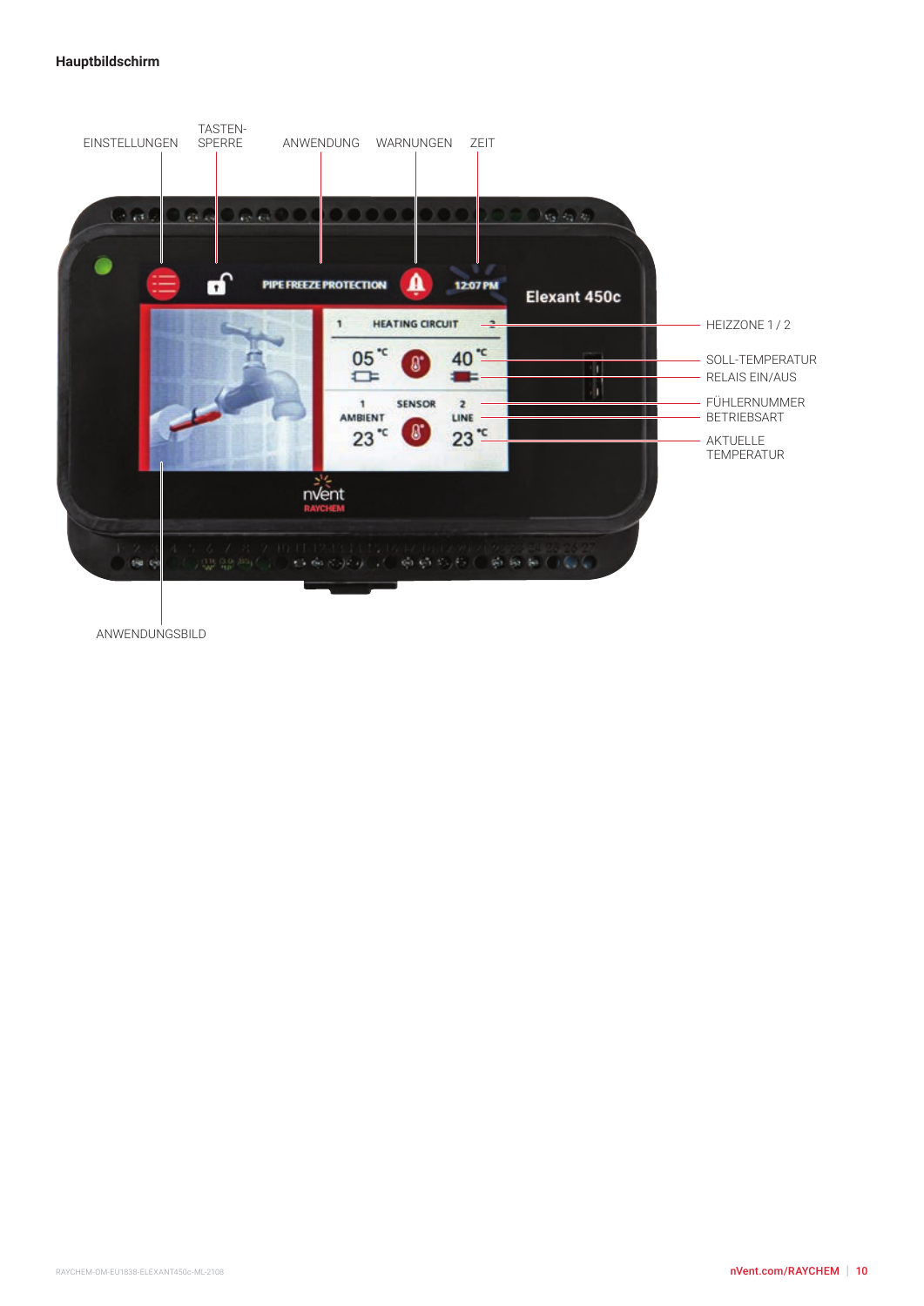**Hauptbildschirm**

EINSTELLUNGEN

TASTEN-
SPERRE

ANWENDUNG

WARNUNGEN

ZEIT

HEIZZONE 1 / 2

SOLL-TEMPERATUR

RELAIS EIN/AUS

FÜHLERNUMMER

BETRIEBSART

AKTUELLE
TEMPERATUR

ANWENDUNGSBILD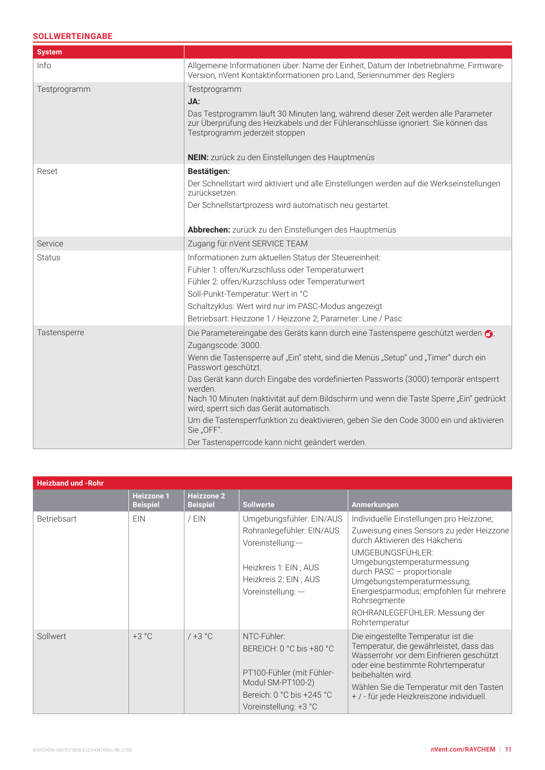## SOLLWERTEINGABE

| System | |
|---|---|
| Info | Allgemeine Informationen über: Name der Einheit, Datum der Inbetriebnahme, Firmware-Version, nVent Kontaktinformationen pro Land, Seriennummer des Reglers |
| Testprogramm | Testprogramm<br>**JA:**<br>Das Testprogramm läuft 30 Minuten lang, während dieser Zeit werden alle Parameter zur Überprüfung des Heizkabels und der Fühleranschlüsse ignoriert. Sie können das Testprogramm jederzeit stoppen<br><br>**NEIN:** zurück zu den Einstellungen des Hauptmenüs |
| Reset | **Bestätigen:**<br>Der Schnellstart wird aktiviert und alle Einstellungen werden auf die Werkseinstellungen zurücksetzen.<br>Der Schnellstartprozess wird automatisch neu gestartet.<br><br>**Abbrechen:** zurück zu den Einstellungen des Hauptmenüs |
| Service | Zugang für nVent SERVICE TEAM |
| Status | Informationen zum aktuellen Status der Steuereinheit:<br>Fühler 1: offen/Kurzschluss oder Temperaturwert<br>Fühler 2: offen/Kurzschluss oder Temperaturwert<br>Soll-Punkt-Temperatur: Wert in °C<br>Schaltzyklus: Wert wird nur im PASC-Modus angezeigt<br>Betriebsart: Heizzone 1 / Heizzone 2; Parameter: Line / Pasc |
| Tastensperre | Die Parametereingabe des Geräts kann durch eine Tastensperre geschützt werden ; Zugangscode: 3000.<br>Wenn die Tastensperre auf „Ein" steht, sind die Menüs „Setup" und „Timer" durch ein Passwort geschützt.<br>Das Gerät kann durch Eingabe des vordefinierten Passworts (3000) temporär entsperrt werden.<br>Nach 10 Minuten Inaktivität auf dem Bildschirm und wenn die Taste Sperre „Ein" gedrückt wird, sperrt sich das Gerät automatisch.<br>Um die Tastensperrfunktion zu deaktivieren, geben Sie den Code 3000 ein und aktivieren Sie „OFF".<br>Der Tastensperrcode kann nicht geändert werden. |

| Heizband und -Rohr | | | | |
|---|---|---|---|---|
| | **Heizzone 1 Beispiel** | **Heizzone 2 Beispiel** | **Sollwerte** | **Anmerkungen** |
| Betriebsart | EIN | / EIN | Umgebungsfühler: EIN/AUS<br>Rohranlegefühler: EIN/AUS<br>Voreinstellung:---<br><br>Heizkreis 1: EIN ; AUS<br>Heizkreis 2: EIN ; AUS<br>Voreinstellung: --- | Individuelle Einstellungen pro Heizzone;<br>Zuweisung eines Sensors zu jeder Heizzone durch Aktivieren des Häkchens<br>UMGEBUNGSFÜHLER: Umgebungstemperaturmessung durch PASC – proportionale Umgebungstemperaturmessung; Energiesparmodus; empfohlen für mehrere Rohrsegmente<br>ROHRANLEGEFÜHLER: Messung der Rohrtemperatur |
| Sollwert | +3 °C | / +3 °C | NTC-Fühler:<br>BEREICH: 0 °C bis +80 °C<br><br>PT100-Fühler (mit Fühler-Modul SM-PT100-2)<br>Bereich: 0 °C bis +245 °C<br>Voreinstellung: +3 °C | Die eingestellte Temperatur ist die Temperatur, die gewährleistet, dass das Wasserrohr vor dem Einfrieren geschützt oder eine bestimmte Rohrtemperatur beibehalten wird.<br>Wählen Sie die Temperatur mit den Tasten + / - für jede Heizkreiszone individuell. |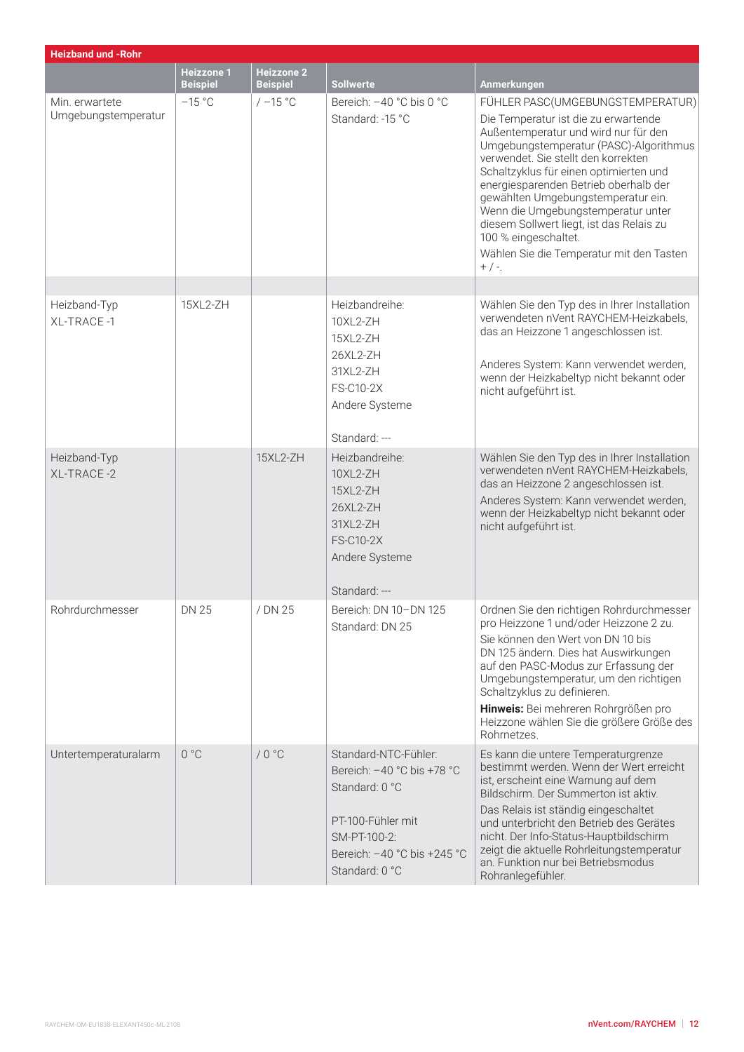| Heizband und -Rohr | Heizzone 1 Beispiel | Heizzone 2 Beispiel | Sollwerte | Anmerkungen |
|---|---|---|---|---|
| Min. erwartete Umgebungstemperatur | −15 °C | / −15 °C | Bereich: −40 °C bis 0 °C<br>Standard: -15 °C | FÜHLER PASC(UMGEBUNGSTEMPERATUR)<br>Die Temperatur ist die zu erwartende Außentemperatur und wird nur für den Umgebungstemperatur (PASC)-Algorithmus verwendet. Sie stellt den korrekten Schaltzyklus für einen optimierten und energiesparenden Betrieb oberhalb der gewählten Umgebungstemperatur ein. Wenn die Umgebungstemperatur unter diesem Sollwert liegt, ist das Relais zu 100 % eingeschaltet.<br>Wählen Sie die Temperatur mit den Tasten + / -. |
| | | | | |
| Heizband-Typ XL-TRACE -1 | 15XL2-ZH | | Heizbandreihe:<br>10XL2-ZH<br>15XL2-ZH<br>26XL2-ZH<br>31XL2-ZH<br>FS-C10-2X<br>Andere Systeme<br><br>Standard: --- | Wählen Sie den Typ des in Ihrer Installation verwendeten nVent RAYCHEM-Heizkabels, das an Heizzone 1 angeschlossen ist.<br><br>Anderes System: Kann verwendet werden, wenn der Heizkabeltyp nicht bekannt oder nicht aufgeführt ist. |
| Heizband-Typ XL-TRACE -2 | | 15XL2-ZH | Heizbandreihe:<br>10XL2-ZH<br>15XL2-ZH<br>26XL2-ZH<br>31XL2-ZH<br>FS-C10-2X<br>Andere Systeme<br><br>Standard: --- | Wählen Sie den Typ des in Ihrer Installation verwendeten nVent RAYCHEM-Heizkabels, das an Heizzone 2 angeschlossen ist.<br>Anderes System: Kann verwendet werden, wenn der Heizkabeltyp nicht bekannt oder nicht aufgeführt ist. |
| Rohrdurchmesser | DN 25 | / DN 25 | Bereich: DN 10–DN 125<br>Standard: DN 25 | Ordnen Sie den richtigen Rohrdurchmesser pro Heizzone 1 und/oder Heizzone 2 zu.<br>Sie können den Wert von DN 10 bis DN 125 ändern. Dies hat Auswirkungen auf den PASC-Modus zur Erfassung der Umgebungstemperatur, um den richtigen Schaltzyklus zu definieren.<br>**Hinweis:** Bei mehreren Rohrgrößen pro Heizzone wählen Sie die größere Größe des Rohrnetzes. |
| Untertemperaturalarm | 0 °C | / 0 °C | Standard-NTC-Fühler:<br>Bereich: −40 °C bis +78 °C<br>Standard: 0 °C<br><br>PT-100-Fühler mit SM-PT-100-2:<br>Bereich: −40 °C bis +245 °C<br>Standard: 0 °C | Es kann die untere Temperaturgrenze bestimmt werden. Wenn der Wert erreicht ist, erscheint eine Warnung auf dem Bildschirm. Der Summerton ist aktiv.<br>Das Relais ist ständig eingeschaltet und unterbricht den Betrieb des Gerätes nicht. Der Info-Status-Hauptbildschirm zeigt die aktuelle Rohrleitungstemperatur an. Funktion nur bei Betriebsmodus Rohranlegefühler. |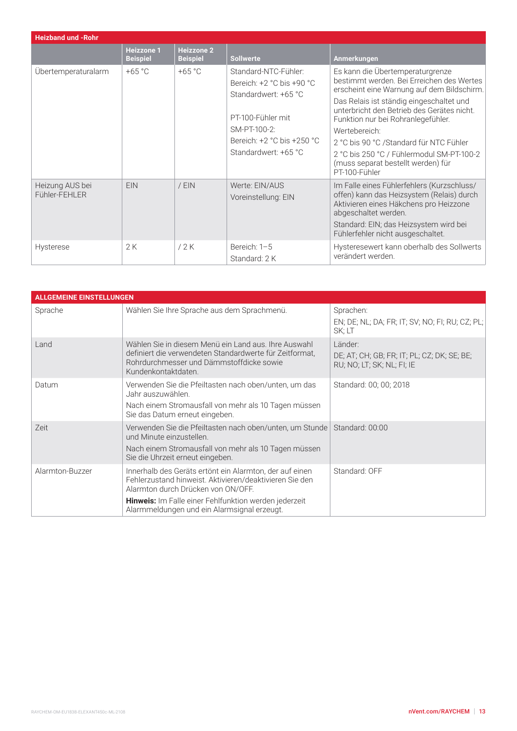| Heizband und -Rohr | | | | |
|---|---|---|---|---|
| | **Heizzone 1 Beispiel** | **Heizzone 2 Beispiel** | **Sollwerte** | **Anmerkungen** |
| Übertemperaturalarm | +65 °C | +65 °C | Standard-NTC-Fühler:<br>Bereich: +2 °C bis +90 °C<br>Standardwert: +65 °C<br><br>PT-100-Fühler mit SM-PT-100-2:<br>Bereich: +2 °C bis +250 °C<br>Standardwert: +65 °C | Es kann die Übertemperaturgrenze bestimmt werden. Bei Erreichen des Wertes erscheint eine Warnung auf dem Bildschirm.<br>Das Relais ist ständig eingeschaltet und unterbricht den Betrieb des Gerätes nicht. Funktion nur bei Rohranlegefühler.<br>Wertebereich:<br>2 °C bis 90 °C /Standard für NTC Fühler<br>2 °C bis 250 °C / Fühlermodul SM-PT-100-2 (muss separat bestellt werden) für PT-100-Fühler |
| Heizung AUS bei Fühler-FEHLER | EIN | / EIN | Werte: EIN/AUS<br>Voreinstellung: EIN | Im Falle eines Fühlerfehlers (Kurzschluss/ offen) kann das Heizsystem (Relais) durch Aktivieren eines Häkchens pro Heizzone abgeschaltet werden.<br>Standard: EIN; das Heizsystem wird bei Fühlerfehler nicht ausgeschaltet. |
| Hysterese | 2 K | / 2 K | Bereich: 1–5<br>Standard: 2 K | Hysteresewert kann oberhalb des Sollwerts verändert werden. |

| ALLGEMEINE EINSTELLUNGEN | | |
|---|---|---|
| Sprache | Wählen Sie Ihre Sprache aus dem Sprachmenü. | Sprachen:<br>EN; DE; NL; DA; FR; IT; SV; NO; FI; RU; CZ; PL; SK; LT |
| Land | Wählen Sie in diesem Menü ein Land aus. Ihre Auswahl definiert die verwendeten Standardwerte für Zeitformat, Rohrdurchmesser und Dämmstoffdicke sowie Kundenkontaktdaten. | Länder:<br>DE; AT; CH; GB; FR; IT; PL; CZ; DK; SE; BE; RU; NO; LT; SK; NL; FI; IE |
| Datum | Verwenden Sie die Pfeiltasten nach oben/unten, um das Jahr auszuwählen.<br>Nach einem Stromausfall von mehr als 10 Tagen müssen Sie das Datum erneut eingeben. | Standard: 00; 00; 2018 |
| Zeit | Verwenden Sie die Pfeiltasten nach oben/unten, um Stunde und Minute einzustellen.<br>Nach einem Stromausfall von mehr als 10 Tagen müssen Sie die Uhrzeit erneut eingeben. | Standard: 00:00 |
| Alarmton-Buzzer | Innerhalb des Geräts ertönt ein Alarmton, der auf einen Fehlerzustand hinweist. Aktivieren/deaktivieren Sie den Alarmton durch Drücken von ON/OFF.<br>**Hinweis:** Im Falle einer Fehlfunktion werden jederzeit Alarmmeldungen und ein Alarmsignal erzeugt. | Standard: OFF |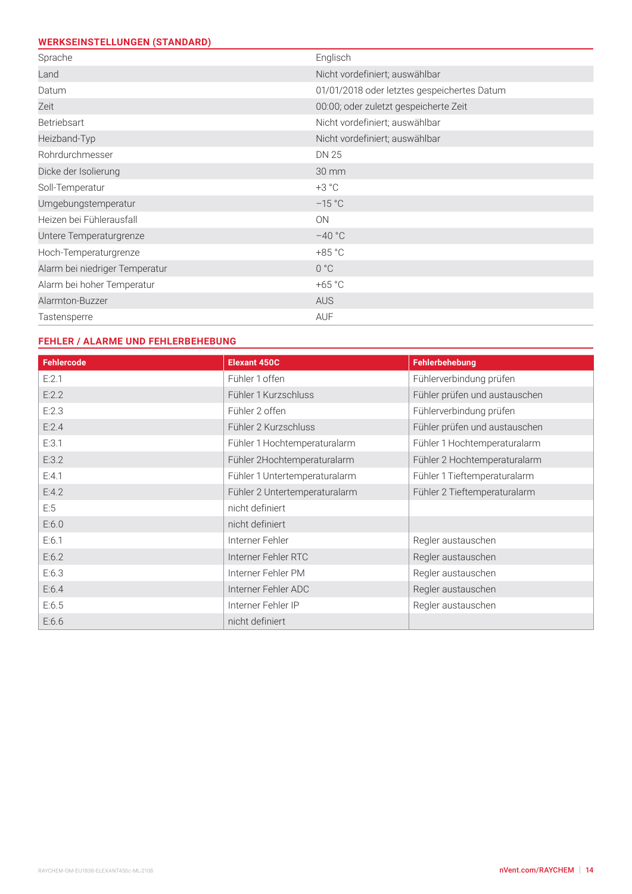## WERKSEINSTELLUNGEN (STANDARD)

| | |
|---|---|
| Sprache | Englisch |
| Land | Nicht vordefiniert; auswählbar |
| Datum | 01/01/2018 oder letztes gespeichertes Datum |
| Zeit | 00:00; oder zuletzt gespeicherte Zeit |
| Betriebsart | Nicht vordefiniert; auswählbar |
| Heizband-Typ | Nicht vordefiniert; auswählbar |
| Rohrdurchmesser | DN 25 |
| Dicke der Isolierung | 30 mm |
| Soll-Temperatur | +3 °C |
| Umgebungstemperatur | −15 °C |
| Heizen bei Fühlerausfall | ON |
| Untere Temperaturgrenze | −40 °C |
| Hoch-Temperaturgrenze | +85 °C |
| Alarm bei niedriger Temperatur | 0 °C |
| Alarm bei hoher Temperatur | +65 °C |
| Alarmton-Buzzer | AUS |
| Tastensperre | AUF |

## FEHLER / ALARME UND FEHLERBEHEBUNG

| Fehlercode | Elexant 450C | Fehlerbehebung |
|---|---|---|
| E:2.1 | Fühler 1 offen | Fühlerverbindung prüfen |
| E:2.2 | Fühler 1 Kurzschluss | Fühler prüfen und austauschen |
| E:2.3 | Fühler 2 offen | Fühlerverbindung prüfen |
| E:2.4 | Fühler 2 Kurzschluss | Fühler prüfen und austauschen |
| E:3.1 | Fühler 1 Hochtemperaturalarm | Fühler 1 Hochtemperaturalarm |
| E:3.2 | Fühler 2Hochtemperaturalarm | Fühler 2 Hochtemperaturalarm |
| E:4.1 | Fühler 1 Untertemperaturalarm | Fühler 1 Tieftemperaturalarm |
| E:4.2 | Fühler 2 Untertemperaturalarm | Fühler 2 Tieftemperaturalarm |
| E:5 | nicht definiert | |
| E:6.0 | nicht definiert | |
| E:6.1 | Interner Fehler | Regler austauschen |
| E:6.2 | Interner Fehler RTC | Regler austauschen |
| E:6.3 | Interner Fehler PM | Regler austauschen |
| E:6.4 | Interner Fehler ADC | Regler austauschen |
| E:6.5 | Interner Fehler IP | Regler austauschen |
| E:6.6 | nicht definiert | |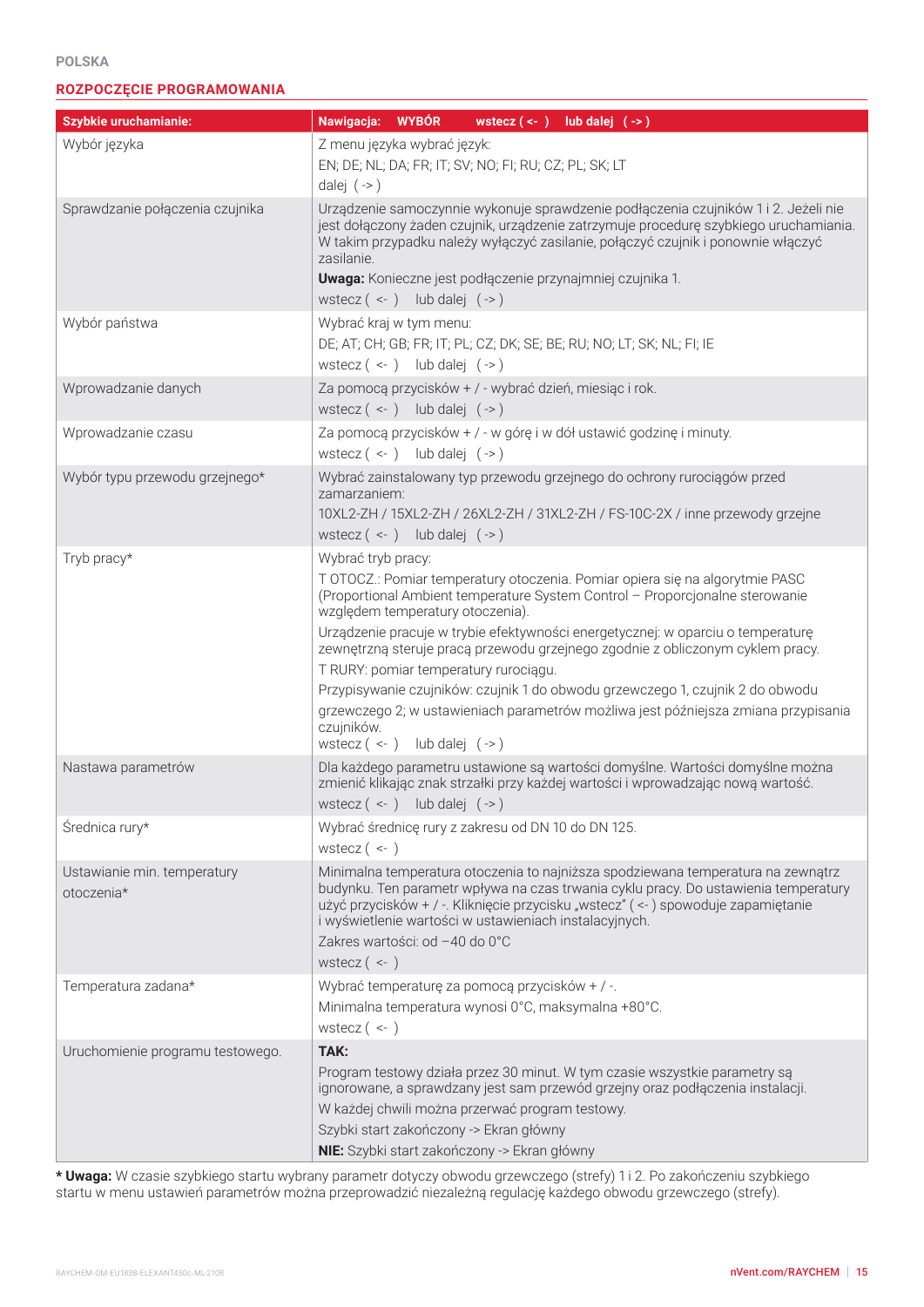POLSKA

## ROZPOCZĘCIE PROGRAMOWANIA

| Szybkie uruchamianie: | Nawigacja: WYBÓR wstecz ( <- ) lub dalej ( -> ) |
|---|---|
| Wybór języka | Z menu języka wybrać język:<br>EN; DE; NL; DA; FR; IT; SV; NO; FI; RU; CZ; PL; SK; LT<br>dalej ( -> ) |
| Sprawdzanie połączenia czujnika | Urządzenie samoczynnie wykonuje sprawdzenie podłączenia czujników 1 i 2. Jeżeli nie jest dołączony żaden czujnik, urządzenie zatrzymuje procedurę szybkiego uruchamiania. W takim przypadku należy wyłączyć zasilanie, połączyć czujnik i ponownie włączyć zasilanie.<br>**Uwaga:** Konieczne jest podłączenie przynajmniej czujnika 1.<br>wstecz ( <- ) lub dalej ( -> ) |
| Wybór państwa | Wybrać kraj w tym menu:<br>DE; AT; CH; GB; FR; IT; PL; CZ; DK; SE; BE; RU; NO; LT; SK; NL; FI; IE<br>wstecz ( <- ) lub dalej ( -> ) |
| Wprowadzanie danych | Za pomocą przycisków + / - wybrać dzień, miesiąc i rok.<br>wstecz ( <- ) lub dalej ( -> ) |
| Wprowadzanie czasu | Za pomocą przycisków + / - w górę i w dół ustawić godzinę i minuty.<br>wstecz ( <- ) lub dalej ( -> ) |
| Wybór typu przewodu grzejnego* | Wybrać zainstalowany typ przewodu grzejnego do ochrony rurociągów przed zamarzaniem:<br>10XL2-ZH / 15XL2-ZH / 26XL2-ZH / 31XL2-ZH / FS-10C-2X / inne przewody grzejne<br>wstecz ( <- ) lub dalej ( -> ) |
| Tryb pracy* | Wybrać tryb pracy:<br>T OTOCZ.: Pomiar temperatury otoczenia. Pomiar opiera się na algorytmie PASC (Proportional Ambient temperature System Control – Proporcjonalne sterowanie względem temperatury otoczenia).<br>Urządzenie pracuje w trybie efektywności energetycznej: w oparciu o temperaturę zewnętrzną steruje pracą przewodu grzejnego zgodnie z obliczonym cyklem pracy.<br>T RURY: pomiar temperatury rurociągu.<br>Przypisywanie czujników: czujnik 1 do obwodu grzewczego 1, czujnik 2 do obwodu grzewczego 2; w ustawieniach parametrów możliwa jest późniejsza zmiana przypisania czujników.<br>wstecz ( <- ) lub dalej ( -> ) |
| Nastawa parametrów | Dla każdego parametru ustawione są wartości domyślne. Wartości domyślne można zmienić klikając znak strzałki przy każdej wartości i wprowadzając nową wartość.<br>wstecz ( <- ) lub dalej ( -> ) |
| Średnica rury* | Wybrać średnicę rury z zakresu od DN 10 do DN 125.<br>wstecz ( <- ) |
| Ustawianie min. temperatury otoczenia* | Minimalna temperatura otoczenia to najniższa spodziewana temperatura na zewnątrz budynku. Ten parametr wpływa na czas trwania cyklu pracy. Do ustawienia temperatury użyć przycisków + / -. Kliknięcie przycisku „wstecz" ( <- ) spowoduje zapamiętanie i wyświetlenie wartości w ustawieniach instalacyjnych.<br>Zakres wartości: od –40 do 0°C<br>wstecz ( <- ) |
| Temperatura zadana* | Wybrać temperaturę za pomocą przycisków + / -.<br>Minimalna temperatura wynosi 0°C, maksymalna +80°C.<br>wstecz ( <- ) |
| Uruchomienie programu testowego. | **TAK:**<br>Program testowy działa przez 30 minut. W tym czasie wszystkie parametry są ignorowane, a sprawdzany jest sam przewód grzejny oraz podłączenia instalacji.<br>W każdej chwili można przerwać program testowy.<br>Szybki start zakończony -> Ekran główny<br>**NIE:** Szybki start zakończony -> Ekran główny |

**\* Uwaga:** W czasie szybkiego startu wybrany parametr dotyczy obwodu grzewczego (strefy) 1 i 2. Po zakończeniu szybkiego startu w menu ustawień parametrów można przeprowadzić niezależną regulację każdego obwodu grzewczego (strefy).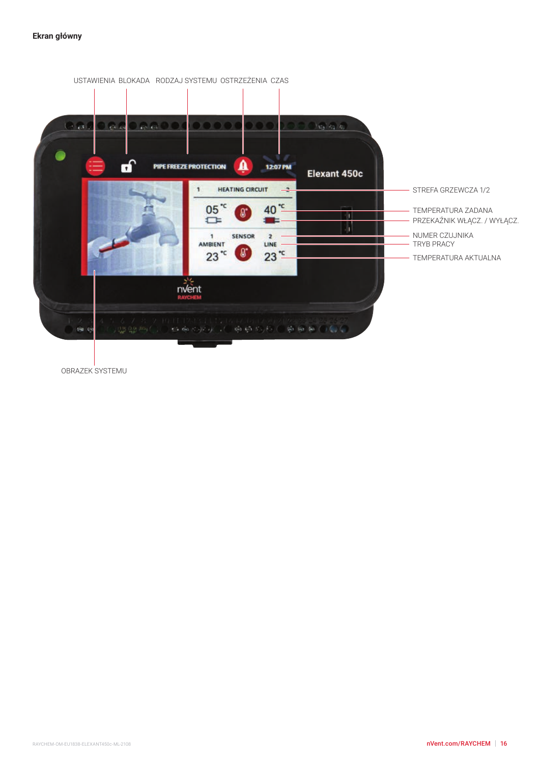**Ekran główny**

USTAWIENIA BLOKADA RODZAJ SYSTEMU OSTRZEŻENIA CZAS

PIPE FREEZE PROTECTION

12:07 PM

Elexant 450c

1 HEATING CIRCUIT 2

05 °C

40 °C

1 SENSOR 2

AMBIENT LINE

23 °C

23 °C

STREFA GRZEWCZA 1/2

TEMPERATURA ZADANA

PRZEKAŹNIK WŁĄCZ. / WYŁĄCZ.

NUMER CZUJNIKA

TRYB PRACY

TEMPERATURA AKTUALNA

OBRAZEK SYSTEMU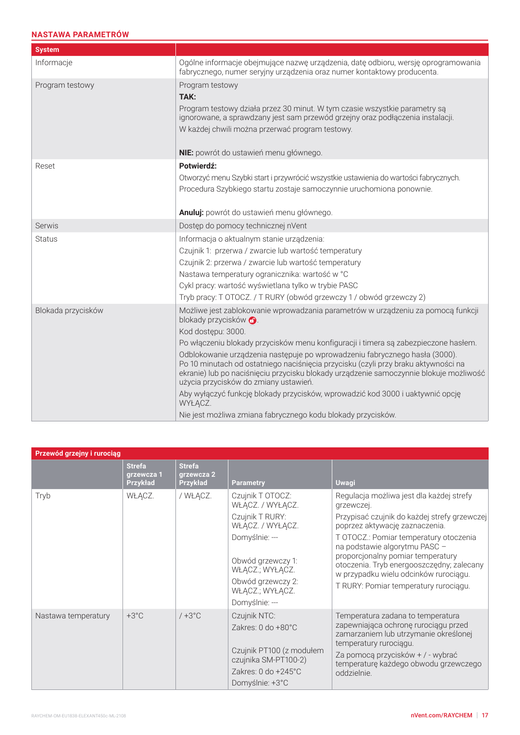## NASTAWA PARAMETRÓW

| System | |
|---|---|
| Informacje | Ogólne informacje obejmujące nazwę urządzenia, datę odbioru, wersję oprogramowania fabrycznego, numer seryjny urządzenia oraz numer kontaktowy producenta. |
| Program testowy | Program testowy<br>**TAK:**<br>Program testowy działa przez 30 minut. W tym czasie wszystkie parametry są ignorowane, a sprawdzany jest sam przewód grzejny oraz podłączenia instalacji.<br>W każdej chwili można przerwać program testowy.<br><br>**NIE:** powrót do ustawień menu głównego. |
| Reset | **Potwierdź:**<br>Otworzyć menu Szybki start i przywrócić wszystkie ustawienia do wartości fabrycznych.<br>Procedura Szybkiego startu zostaje samoczynnie uruchomiona ponownie.<br><br>**Anuluj:** powrót do ustawień menu głównego. |
| Serwis | Dostęp do pomocy technicznej nVent |
| Status | Informacja o aktualnym stanie urządzenia:<br>Czujnik 1: przerwa / zwarcie lub wartość temperatury<br>Czujnik 2: przerwa / zwarcie lub wartość temperatury<br>Nastawa temperatury ogranicznika: wartość w °C<br>Cykl pracy: wartość wyświetlana tylko w trybie PASC<br>Tryb pracy: T OTOCZ. / T RURY (obwód grzewczy 1 / obwód grzewczy 2) |
| Blokada przycisków | Możliwe jest zablokowanie wprowadzania parametrów w urządzeniu za pomocą funkcji blokady przycisków.<br>Kod dostępu: 3000.<br>Po włączeniu blokady przycisków menu konfiguracji i timera są zabezpieczone hasłem.<br>Odblokowanie urządzenia następuje po wprowadzeniu fabrycznego hasła (3000).<br>Po 10 minutach od ostatniego naciśnięcia przycisku (czyli przy braku aktywności na ekranie) lub po naciśnięciu przycisku blokady urządzenie samoczynnie blokuje możliwość użycia przycisków do zmiany ustawień.<br>Aby wyłączyć funkcję blokady przycisków, wprowadzić kod 3000 i uaktywnić opcję WYŁĄCZ.<br>Nie jest możliwa zmiana fabrycznego kodu blokady przycisków. |

| Przewód grzejny i rurociąg | Strefa grzewcza 1 Przykład | Strefa grzewcza 2 Przykład | Parametry | Uwagi |
|---|---|---|---|---|
| Tryb | WŁĄCZ. | / WŁĄCZ. | Czujnik T OTOCZ: WŁĄCZ. / WYŁĄCZ.<br>Czujnik T RURY: WŁĄCZ. / WYŁĄCZ.<br>Domyślnie: ---<br><br>Obwód grzewczy 1: WŁĄCZ.; WYŁĄCZ.<br>Obwód grzewczy 2: WŁĄCZ.; WYŁĄCZ.<br>Domyślnie: --- | Regulacja możliwa jest dla każdej strefy grzewczej.<br>Przypisać czujnik do każdej strefy grzewczej poprzez aktywację zaznaczenia.<br>T OTOCZ.: Pomiar temperatury otoczenia na podstawie algorytmu PASC – proporcjonalny pomiar temperatury otoczenia. Tryb energooszczędny; zalecany w przypadku wielu odcinków rurociągu.<br>T RURY: Pomiar temperatury rurociągu. |
| Nastawa temperatury | +3°C | / +3°C | Czujnik NTC:<br>Zakres: 0 do +80°C<br><br>Czujnik PT100 (z modułem czujnika SM-PT100-2)<br>Zakres: 0 do +245°C<br>Domyślnie: +3°C | Temperatura zadana to temperatura zapewniająca ochronę rurociągu przed zamarzaniem lub utrzymanie określonej temperatury rurociągu.<br>Za pomocą przycisków + / - wybrać temperaturę każdego obwodu grzewczego oddzielnie. |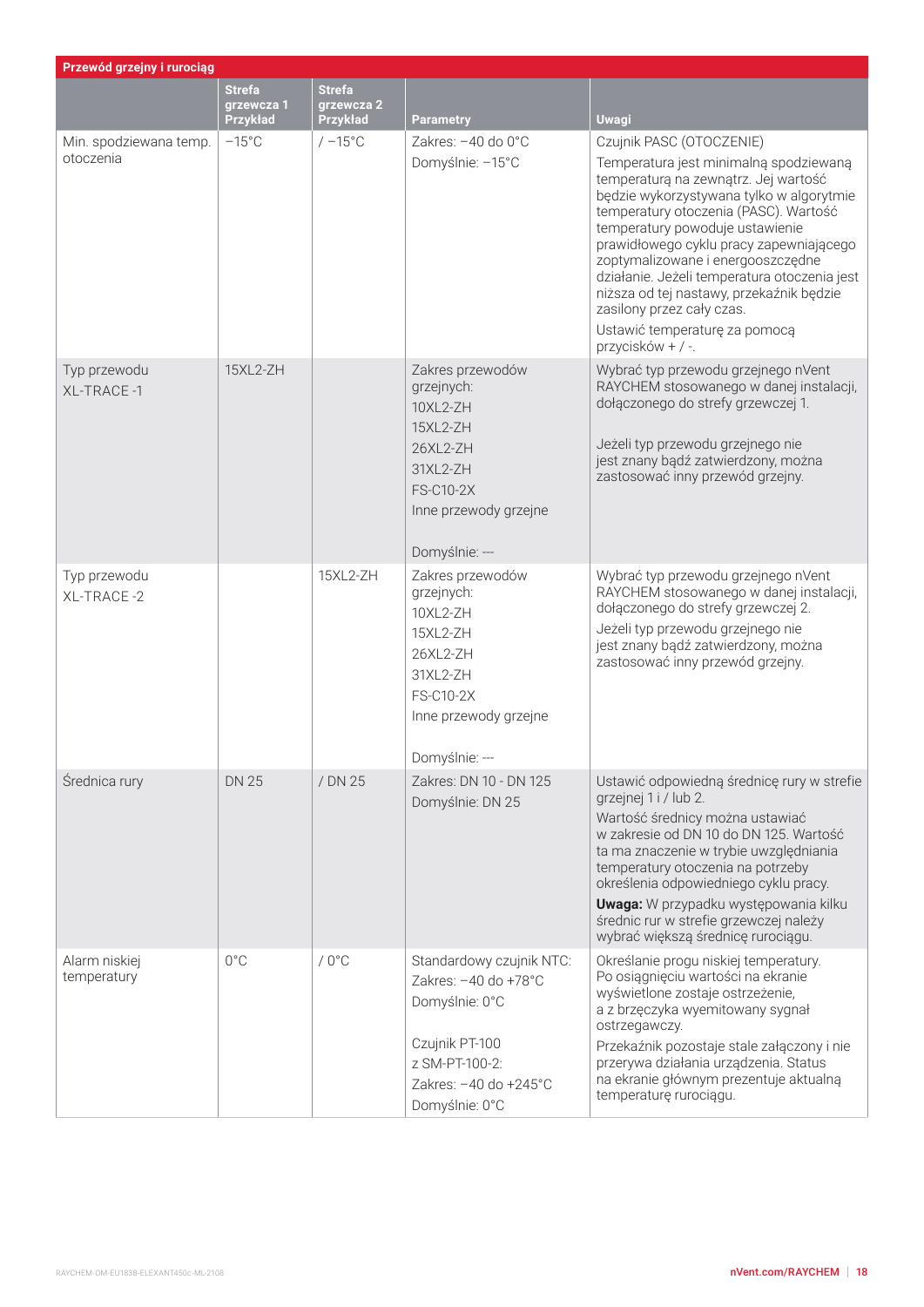| Przewód grzejny i rurociąg | | | | |
|---|---|---|---|---|
| | **Strefa grzewcza 1 Przykład** | **Strefa grzewcza 2 Przykład** | **Parametry** | **Uwagi** |
| Min. spodziewana temp. otoczenia | −15°C | / −15°C | Zakres: −40 do 0°C<br>Domyślnie: −15°C | Czujnik PASC (OTOCZENIE)<br>Temperatura jest minimalną spodziewaną temperaturą na zewnątrz. Jej wartość będzie wykorzystywana tylko w algorytmie temperatury otoczenia (PASC). Wartość temperatury powoduje ustawienie prawidłowego cyklu pracy zapewniającego zoptymalizowane i energooszczędne działanie. Jeżeli temperatura otoczenia jest niższa od tej nastawy, przekaźnik będzie zasilony przez cały czas.<br>Ustawić temperaturę za pomocą przycisków + / -. |
| Typ przewodu XL-TRACE -1 | 15XL2-ZH | | Zakres przewodów grzejnych:<br>10XL2-ZH<br>15XL2-ZH<br>26XL2-ZH<br>31XL2-ZH<br>FS-C10-2X<br>Inne przewody grzejne<br><br>Domyślnie: --- | Wybrać typ przewodu grzejnego nVent RAYCHEM stosowanego w danej instalacji, dołączonego do strefy grzewczej 1.<br><br>Jeżeli typ przewodu grzejnego nie jest znany bądź zatwierdzony, można zastosować inny przewód grzejny. |
| Typ przewodu XL-TRACE -2 | | 15XL2-ZH | Zakres przewodów grzejnych:<br>10XL2-ZH<br>15XL2-ZH<br>26XL2-ZH<br>31XL2-ZH<br>FS-C10-2X<br>Inne przewody grzejne<br><br>Domyślnie: --- | Wybrać typ przewodu grzejnego nVent RAYCHEM stosowanego w danej instalacji, dołączonego do strefy grzewczej 2.<br>Jeżeli typ przewodu grzejnego nie jest znany bądź zatwierdzony, można zastosować inny przewód grzejny. |
| Średnica rury | DN 25 | / DN 25 | Zakres: DN 10 - DN 125<br>Domyślnie: DN 25 | Ustawić odpowiednią średnicę rury w strefie grzejnej 1 i / lub 2.<br>Wartość średnicy można ustawiać w zakresie od DN 10 do DN 125. Wartość ta ma znaczenie w trybie uwzględniania temperatury otoczenia na potrzeby określenia odpowiedniego cyklu pracy.<br>**Uwaga:** W przypadku występowania kilku średnic rur w strefie grzewczej należy wybrać większą średnicę rurociągu. |
| Alarm niskiej temperatury | 0°C | / 0°C | Standardowy czujnik NTC:<br>Zakres: −40 do +78°C<br>Domyślnie: 0°C<br><br>Czujnik PT-100 z SM-PT-100-2:<br>Zakres: −40 do +245°C<br>Domyślnie: 0°C | Określanie progu niskiej temperatury. Po osiągnięciu wartości na ekranie wyświetlone zostaje ostrzeżenie, a z brzęczyka wyemitowany sygnał ostrzegawczy.<br>Przekaźnik pozostaje stale załączony i nie przerywa działania urządzenia. Status na ekranie głównym prezentuje aktualną temperaturę rurociągu. |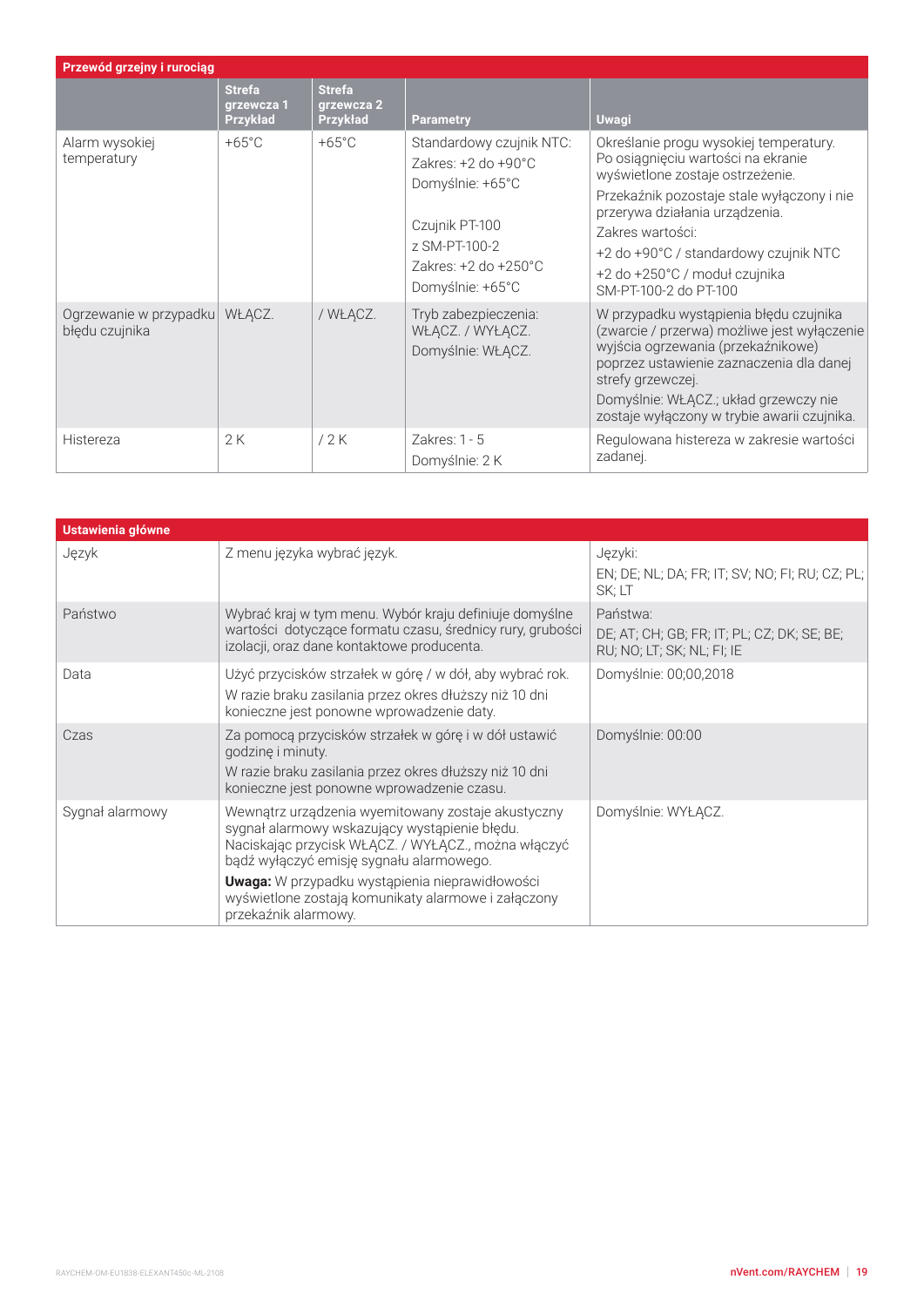| Przewód grzejny i rurociąg | | | | |
|---|---|---|---|---|
| | Strefa grzewcza 1 Przykład | Strefa grzewcza 2 Przykład | Parametry | Uwagi |
| Alarm wysokiej temperatury | +65°C | +65°C | Standardowy czujnik NTC:<br>Zakres: +2 do +90°C<br>Domyślnie: +65°C<br><br>Czujnik PT-100 z SM-PT-100-2<br>Zakres: +2 do +250°C<br>Domyślnie: +65°C | Określanie progu wysokiej temperatury. Po osiągnięciu wartości na ekranie wyświetlone zostaje ostrzeżenie.<br>Przekaźnik pozostaje stale wyłączony i nie przerywa działania urządzenia.<br>Zakres wartości:<br>+2 do +90°C / standardowy czujnik NTC<br>+2 do +250°C / moduł czujnika SM-PT-100-2 do PT-100 |
| Ogrzewanie w przypadku błędu czujnika | WŁĄCZ. | / WŁĄCZ. | Tryb zabezpieczenia:<br>WŁĄCZ. / WYŁĄCZ.<br>Domyślnie: WŁĄCZ. | W przypadku wystąpienia błędu czujnika (zwarcie / przerwa) możliwe jest wyłączenie wyjścia ogrzewania (przekaźnikowe) poprzez ustawienie zaznaczenia dla danej strefy grzewczej.<br>Domyślnie: WŁĄCZ.; układ grzewczy nie zostaje wyłączony w trybie awarii czujnika. |
| Histereza | 2 K | / 2 K | Zakres: 1 - 5<br>Domyślnie: 2 K | Regulowana histereza w zakresie wartości zadanej. |

| Ustawienia główne | | |
|---|---|---|
| Język | Z menu języka wybrać język. | Języki:<br>EN; DE; NL; DA; FR; IT; SV; NO; FI; RU; CZ; PL; SK; LT |
| Państwo | Wybrać kraj w tym menu. Wybór kraju definiuje domyślne wartości dotyczące formatu czasu, średnicy rury, grubości izolacji, oraz dane kontaktowe producenta. | Państwa:<br>DE; AT; CH; GB; FR; IT; PL; CZ; DK; SE; BE; RU; NO; LT; SK; NL; FI; IE |
| Data | Użyć przycisków strzałek w górę / w dół, aby wybrać rok.<br>W razie braku zasilania przez okres dłuższy niż 10 dni konieczne jest ponowne wprowadzenie daty. | Domyślnie: 00;00,2018 |
| Czas | Za pomocą przycisków strzałek w górę i w dół ustawić godzinę i minuty.<br>W razie braku zasilania przez okres dłuższy niż 10 dni konieczne jest ponowne wprowadzenie czasu. | Domyślnie: 00:00 |
| Sygnał alarmowy | Wewnątrz urządzenia wyemitowany zostaje akustyczny sygnał alarmowy wskazujący wystąpienie błędu. Naciskając przycisk WŁĄCZ. / WYŁĄCZ., można włączyć bądź wyłączyć emisję sygnału alarmowego.<br>**Uwaga:** W przypadku wystąpienia nieprawidłowości wyświetlone zostają komunikaty alarmowe i załączony przekaźnik alarmowy. | Domyślnie: WYŁĄCZ. |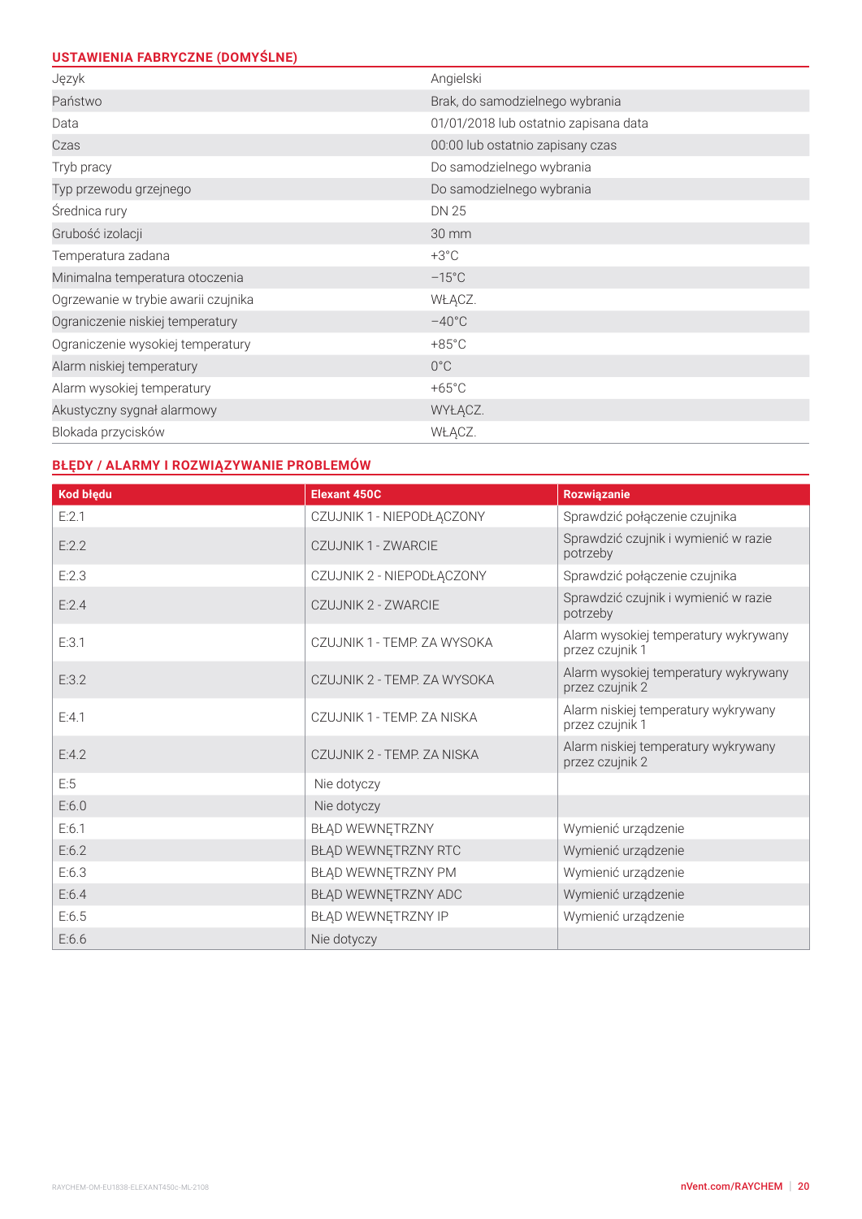## USTAWIENIA FABRYCZNE (DOMYŚLNE)

| | |
|---|---|
| Język | Angielski |
| Państwo | Brak, do samodzielnego wybrania |
| Data | 01/01/2018 lub ostatnio zapisana data |
| Czas | 00:00 lub ostatnio zapisany czas |
| Tryb pracy | Do samodzielnego wybrania |
| Typ przewodu grzejnego | Do samodzielnego wybrania |
| Średnica rury | DN 25 |
| Grubość izolacji | 30 mm |
| Temperatura zadana | +3°C |
| Minimalna temperatura otoczenia | −15°C |
| Ogrzewanie w trybie awarii czujnika | WŁĄCZ. |
| Ograniczenie niskiej temperatury | −40°C |
| Ograniczenie wysokiej temperatury | +85°C |
| Alarm niskiej temperatury | 0°C |
| Alarm wysokiej temperatury | +65°C |
| Akustyczny sygnał alarmowy | WYŁĄCZ. |
| Blokada przycisków | WŁĄCZ. |

## BŁĘDY / ALARMY I ROZWIĄZYWANIE PROBLEMÓW

| Kod błędu | Elexant 450C | Rozwiązanie |
|---|---|---|
| E:2.1 | CZUJNIK 1 - NIEPODŁĄCZONY | Sprawdzić połączenie czujnika |
| E:2.2 | CZUJNIK 1 - ZWARCIE | Sprawdzić czujnik i wymienić w razie potrzeby |
| E:2.3 | CZUJNIK 2 - NIEPODŁĄCZONY | Sprawdzić połączenie czujnika |
| E:2.4 | CZUJNIK 2 - ZWARCIE | Sprawdzić czujnik i wymienić w razie potrzeby |
| E:3.1 | CZUJNIK 1 - TEMP. ZA WYSOKA | Alarm wysokiej temperatury wykrywany przez czujnik 1 |
| E:3.2 | CZUJNIK 2 - TEMP. ZA WYSOKA | Alarm wysokiej temperatury wykrywany przez czujnik 2 |
| E:4.1 | CZUJNIK 1 - TEMP. ZA NISKA | Alarm niskiej temperatury wykrywany przez czujnik 1 |
| E:4.2 | CZUJNIK 2 - TEMP. ZA NISKA | Alarm niskiej temperatury wykrywany przez czujnik 2 |
| E:5 | Nie dotyczy | |
| E:6.0 | Nie dotyczy | |
| E:6.1 | BŁĄD WEWNĘTRZNY | Wymienić urządzenie |
| E:6.2 | BŁĄD WEWNĘTRZNY RTC | Wymienić urządzenie |
| E:6.3 | BŁĄD WEWNĘTRZNY PM | Wymienić urządzenie |
| E:6.4 | BŁĄD WEWNĘTRZNY ADC | Wymienić urządzenie |
| E:6.5 | BŁĄD WEWNĘTRZNY IP | Wymienić urządzenie |
| E:6.6 | Nie dotyczy | |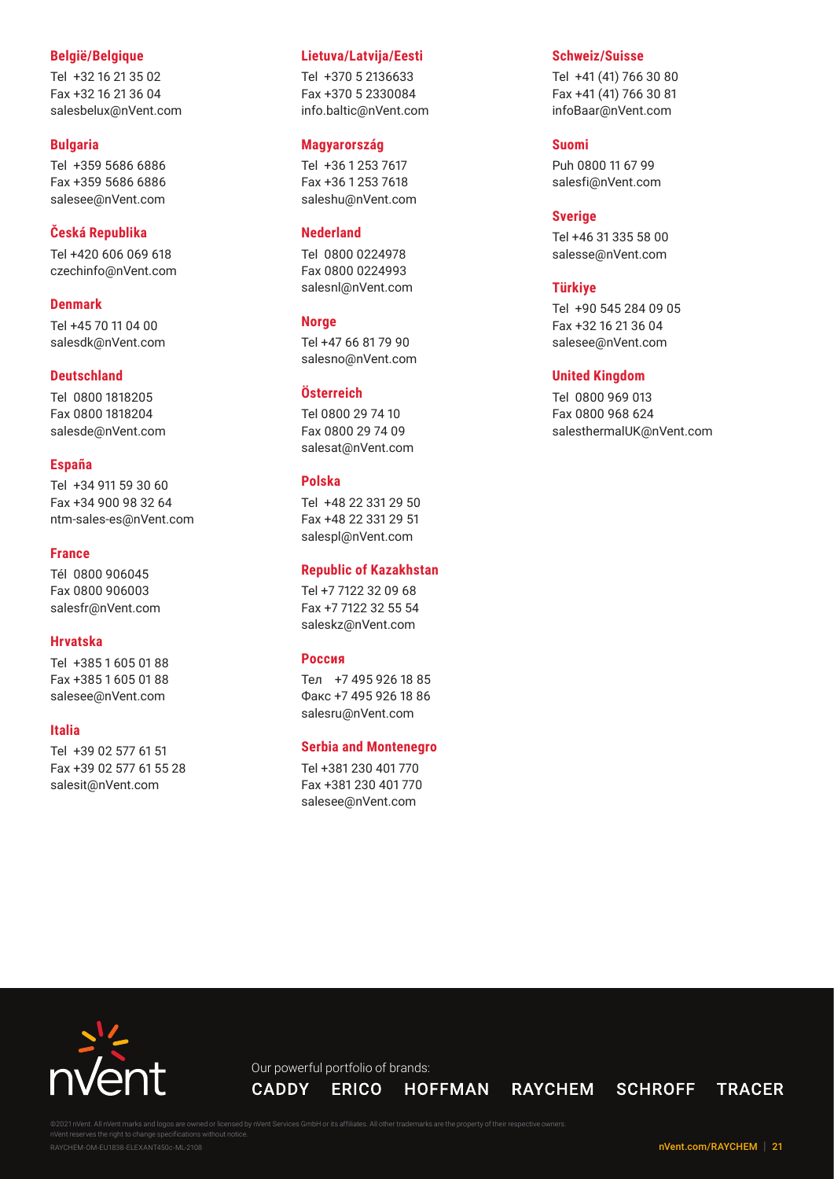### België/Belgique

Tel +32 16 21 35 02
Fax +32 16 21 36 04
salesbelux@nVent.com

### Bulgaria

Tel +359 5686 6886
Fax +359 5686 6886
salesee@nVent.com

### Česká Republika

Tel +420 606 069 618
czechinfo@nVent.com

### Denmark

Tel +45 70 11 04 00
salesdk@nVent.com

### Deutschland

Tel 0800 1818205
Fax 0800 1818204
salesde@nVent.com

### España

Tel +34 911 59 30 60
Fax +34 900 98 32 64
ntm-sales-es@nVent.com

### France

Tél 0800 906045
Fax 0800 906003
salesfr@nVent.com

### Hrvatska

Tel +385 1 605 01 88
Fax +385 1 605 01 88
salesee@nVent.com

### Italia

Tel +39 02 577 61 51
Fax +39 02 577 61 55 28
salesit@nVent.com

### Lietuva/Latvija/Eesti

Tel +370 5 2136633
Fax +370 5 2330084
info.baltic@nVent.com

### Magyarország

Tel +36 1 253 7617
Fax +36 1 253 7618
saleshu@nVent.com

### Nederland

Tel 0800 0224978
Fax 0800 0224993
salesnl@nVent.com

### Norge

Tel +47 66 81 79 90
salesno@nVent.com

### Österreich

Tel 0800 29 74 10
Fax 0800 29 74 09
salesat@nVent.com

### Polska

Tel +48 22 331 29 50
Fax +48 22 331 29 51
salespl@nVent.com

### Republic of Kazakhstan

Tel +7 7122 32 09 68
Fax +7 7122 32 55 54
saleskz@nVent.com

### Россия

Тел +7 495 926 18 85
Факс +7 495 926 18 86
salesru@nVent.com

### Serbia and Montenegro

Tel +381 230 401 770
Fax +381 230 401 770
salesee@nVent.com

### Schweiz/Suisse

Tel +41 (41) 766 30 80
Fax +41 (41) 766 30 81
infoBaar@nVent.com

### Suomi

Puh 0800 11 67 99
salesfi@nVent.com

### Sverige

Tel +46 31 335 58 00
salesse@nVent.com

### Türkiye

Tel +90 545 284 09 05
Fax +32 16 21 36 04
salesee@nVent.com

### United Kingdom

Tel 0800 969 013
Fax 0800 968 624
salesthermalUK@nVent.com

nVent

Our powerful portfolio of brands:
CADDY ERICO HOFFMAN RAYCHEM SCHROFF TRACER

©2021 nVent. All nVent marks and logos are owned or licensed by nVent Services GmbH or its affiliates. All other trademarks are the property of their respective owners.
nVent reserves the right to change specifications without notice.
RAYCHEM-OM-EU1838-ELEXANT450c-ML-2108

nVent.com/RAYCHEM